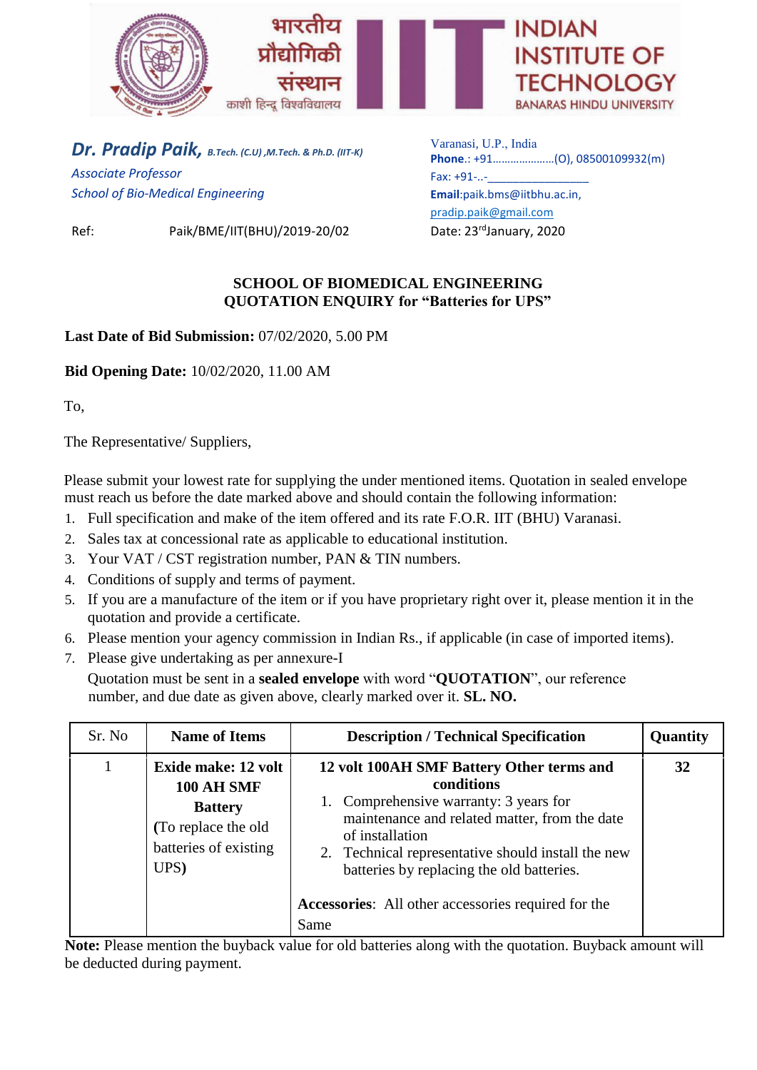भारतीय प्रौद्योगिकी संस्थान
काशी हिन्दू विश्वविद्यालय

INDIAN INSTITUTE OF TECHNOLOGY
BANARAS HINDU UNIVERSITY

***Dr. Pradip Paik,*** *B.Tech. (C.U) ,M.Tech. & Ph.D. (IIT-K)*
*Associate Professor*
*School of Bio-Medical Engineering*

Varanasi, U.P., India
**Phone**.: +91…………………(O), 08500109932(m)
Fax: +91-..-________________
**Email**:paik.bms@iitbhu.ac.in,
pradip.paik@gmail.com

Ref: Paik/BME/IIT(BHU)/2019-20/02

Date: 23rd January, 2020

**SCHOOL OF BIOMEDICAL ENGINEERING**
**QUOTATION ENQUIRY for "Batteries for UPS"**

**Last Date of Bid Submission:** 07/02/2020, 5.00 PM

**Bid Opening Date:** 10/02/2020, 11.00 AM

To,

The Representative/ Suppliers,

Please submit your lowest rate for supplying the under mentioned items. Quotation in sealed envelope must reach us before the date marked above and should contain the following information:

1. Full specification and make of the item offered and its rate F.O.R. IIT (BHU) Varanasi.
2. Sales tax at concessional rate as applicable to educational institution.
3. Your VAT / CST registration number, PAN & TIN numbers.
4. Conditions of supply and terms of payment.
5. If you are a manufacture of the item or if you have proprietary right over it, please mention it in the quotation and provide a certificate.
6. Please mention your agency commission in Indian Rs., if applicable (in case of imported items).
7. Please give undertaking as per annexure-I

   Quotation must be sent in a **sealed envelope** with word "**QUOTATION**", our reference number, and due date as given above, clearly marked over it. **SL. NO.**

| Sr. No | Name of Items | Description / Technical Specification | Quantity |
|---|---|---|---|
| 1 | **Exide make: 12 volt 100 AH SMF Battery** **(**To replace the old batteries of existing UPS**)** | **12 volt 100AH SMF Battery Other terms and conditions**<br>1. Comprehensive warranty: 3 years for maintenance and related matter, from the date of installation<br>2. Technical representative should install the new batteries by replacing the old batteries.<br><br>**Accessories**: All other accessories required for the Same | **32** |

**Note:** Please mention the buyback value for old batteries along with the quotation. Buyback amount will be deducted during payment.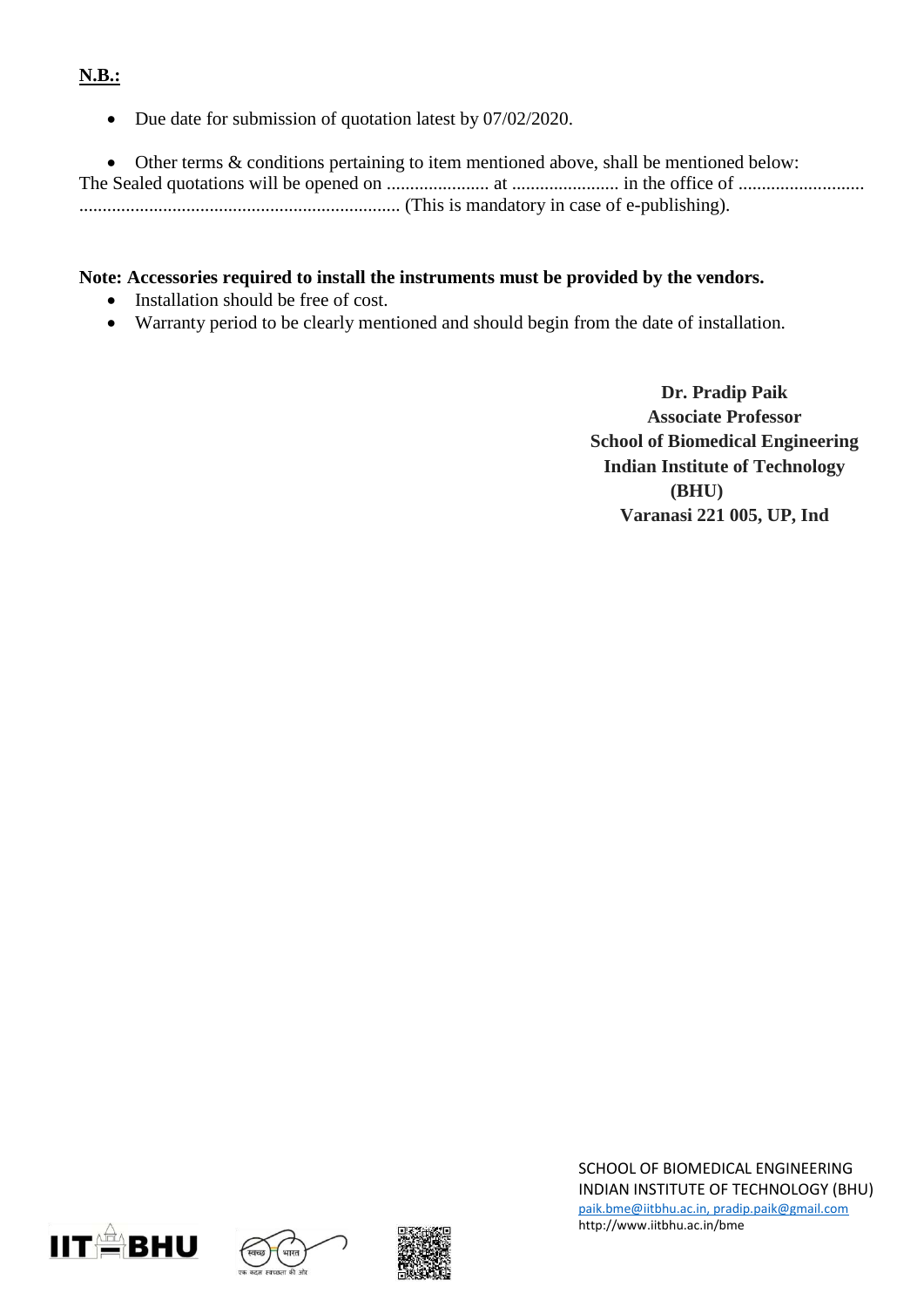**N.B.:**

- Due date for submission of quotation latest by 07/02/2020.

- Other terms & conditions pertaining to item mentioned above, shall be mentioned below:

The Sealed quotations will be opened on ...................... at ....................... in the office of ........................... .................................................................... (This is mandatory in case of e-publishing).

**Note: Accessories required to install the instruments must be provided by the vendors.**

- Installation should be free of cost.
- Warranty period to be clearly mentioned and should begin from the date of installation.

**Dr. Pradip Paik**
**Associate Professor**
**School of Biomedical Engineering**
**Indian Institute of Technology (BHU)**
**Varanasi 221 005, UP, Ind**

SCHOOL OF BIOMEDICAL ENGINEERING
INDIAN INSTITUTE OF TECHNOLOGY (BHU)
paik.bme@iitbhu.ac.in, pradip.paik@gmail.com
http://www.iitbhu.ac.in/bme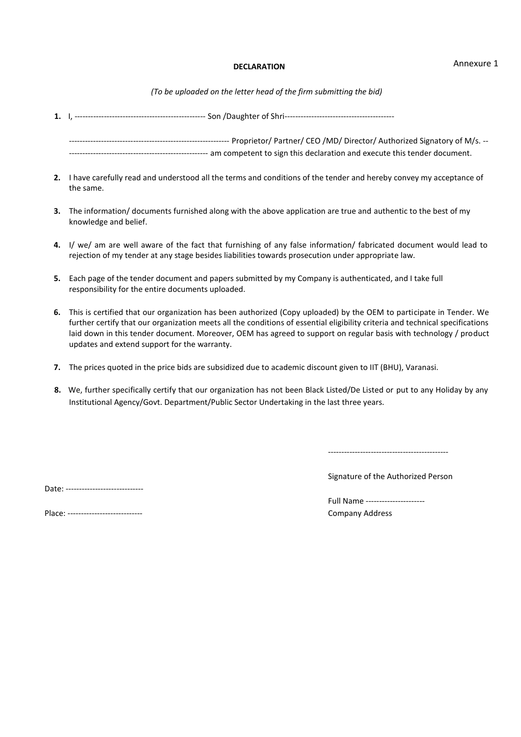Annexure 1

**DECLARATION**

*(To be uploaded on the letter head of the firm submitting the bid)*

1. I, ------------------------------------------------- Son /Daughter of Shri-----------------------------------------

   ------------------------------------------------------------ Proprietor/ Partner/ CEO /MD/ Director/ Authorized Signatory of M/s. ----------------------------------------------------- am competent to sign this declaration and execute this tender document.

2. I have carefully read and understood all the terms and conditions of the tender and hereby convey my acceptance of the same.

3. The information/ documents furnished along with the above application are true and authentic to the best of my knowledge and belief.

4. I/ we/ am are well aware of the fact that furnishing of any false information/ fabricated document would lead to rejection of my tender at any stage besides liabilities towards prosecution under appropriate law.

5. Each page of the tender document and papers submitted by my Company is authenticated, and I take full responsibility for the entire documents uploaded.

6. This is certified that our organization has been authorized (Copy uploaded) by the OEM to participate in Tender. We further certify that our organization meets all the conditions of essential eligibility criteria and technical specifications laid down in this tender document. Moreover, OEM has agreed to support on regular basis with technology / product updates and extend support for the warranty.

7. The prices quoted in the price bids are subsidized due to academic discount given to IIT (BHU), Varanasi.

8. We, further specifically certify that our organization has not been Black Listed/De Listed or put to any Holiday by any Institutional Agency/Govt. Department/Public Sector Undertaking in the last three years.

---------------------------------------------

Signature of the Authorized Person

Date: -----------------------------

Full Name ----------------------

Place: ----------------------------

Company Address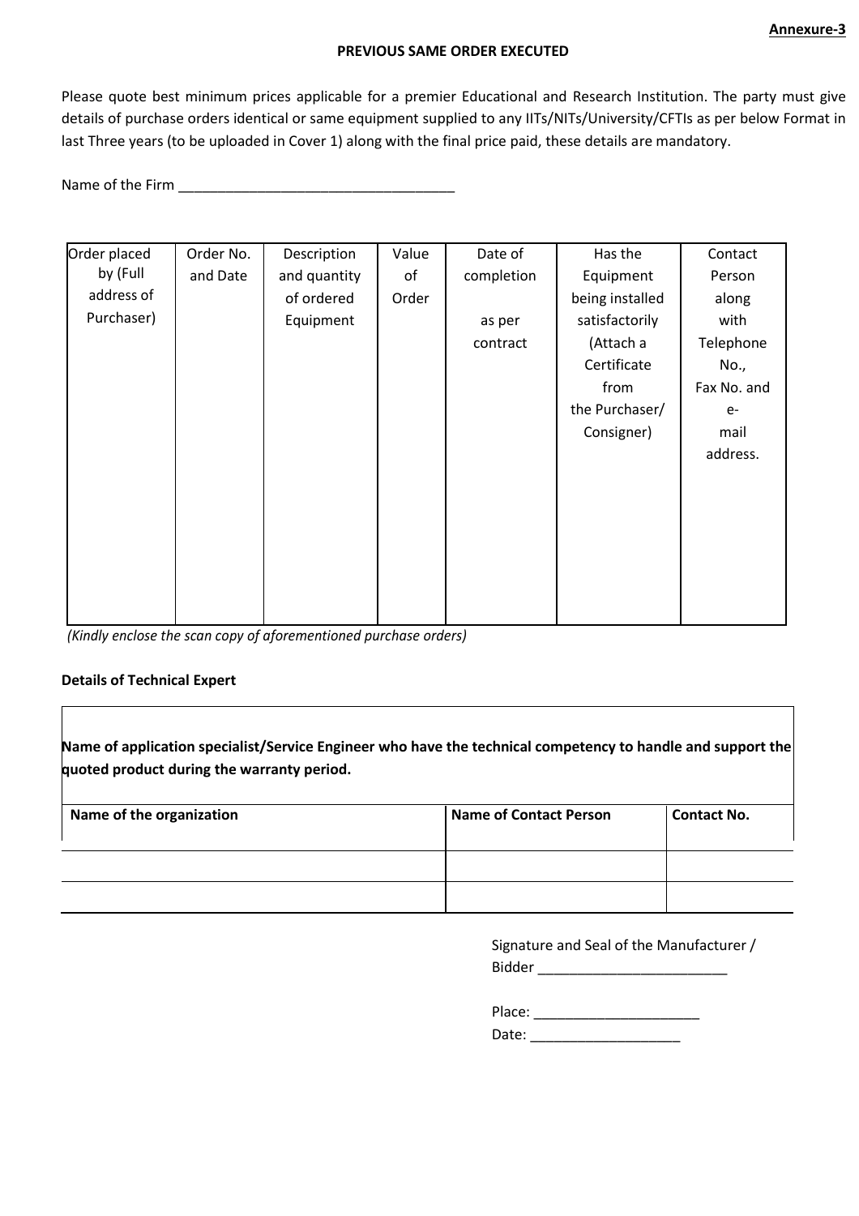**Annexure-3**

**PREVIOUS SAME ORDER EXECUTED**

Please quote best minimum prices applicable for a premier Educational and Research Institution. The party must give details of purchase orders identical or same equipment supplied to any IITs/NITs/University/CFTIs as per below Format in last Three years (to be uploaded in Cover 1) along with the final price paid, these details are mandatory.

Name of the Firm ____________________________________

| Order placed by (Full address of Purchaser) | Order No. and Date | Description and quantity of ordered Equipment | Value of Order | Date of completion as per contract | Has the Equipment being installed satisfactorily (Attach a Certificate from the Purchaser/ Consigner) | Contact Person along with Telephone No., Fax No. and e-mail address. |
|---|---|---|---|---|---|---|
| | | | | | | |

*(Kindly enclose the scan copy of aforementioned purchase orders)*

**Details of Technical Expert**

| **Name of application specialist/Service Engineer who have the technical competency to handle and support the quoted product during the warranty period.** | | |
|---|---|---|
| **Name of the organization** | **Name of Contact Person** | **Contact No.** |
| | | |
| | | |

Signature and Seal of the Manufacturer / Bidder ________________________

Place: _____________________

Date: ___________________